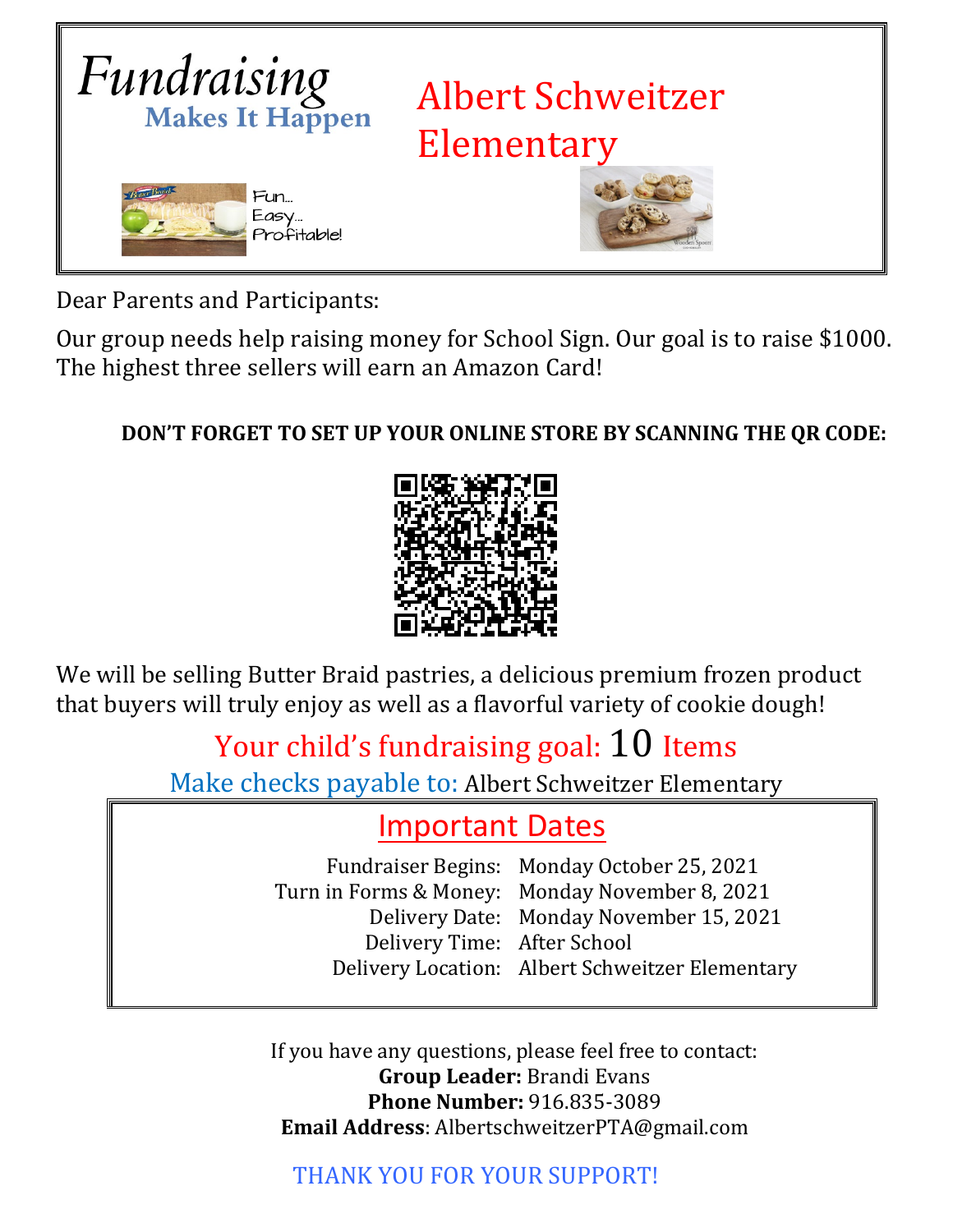# Fundraising
**Makes It Happen**

Fun... Easy... Profitable!

# Albert Schweitzer Elementary

Dear Parents and Participants:

Our group needs help raising money for School Sign. Our goal is to raise $1000. The highest three sellers will earn an Amazon Card!

**DON'T FORGET TO SET UP YOUR ONLINE STORE BY SCANNING THE QR CODE:**

We will be selling Butter Braid pastries, a delicious premium frozen product that buyers will truly enjoy as well as a flavorful variety of cookie dough!

Your child's fundraising goal: 10 Items

Make checks payable to: Albert Schweitzer Elementary

## Important Dates

| | |
|---|---|
| Fundraiser Begins: | Monday October 25, 2021 |
| Turn in Forms & Money: | Monday November 8, 2021 |
| Delivery Date: | Monday November 15, 2021 |
| Delivery Time: | After School |
| Delivery Location: | Albert Schweitzer Elementary |

If you have any questions, please feel free to contact:
**Group Leader:** Brandi Evans
**Phone Number:** 916.835-3089
**Email Address**: AlbertschweitzerPTA@gmail.com

THANK YOU FOR YOUR SUPPORT!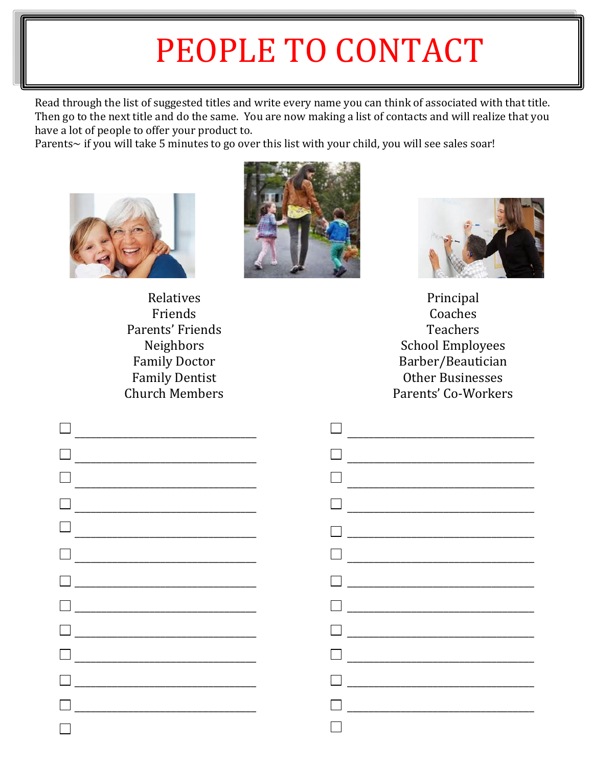# PEOPLE TO CONTACT

Read through the list of suggested titles and write every name you can think of associated with that title. Then go to the next title and do the same. You are now making a list of contacts and will realize that you have a lot of people to offer your product to.
Parents~ if you will take 5 minutes to go over this list with your child, you will see sales soar!

Relatives
Friends
Parents' Friends
Neighbors
Family Doctor
Family Dentist
Church Members

Principal
Coaches
Teachers
School Employees
Barber/Beautician
Other Businesses
Parents' Co-Workers

☐ ______________________________
☐ ______________________________
☐ ______________________________
☐ ______________________________
☐ ______________________________
☐ ______________________________
☐ ______________________________
☐ ______________________________
☐ ______________________________
☐ ______________________________
☐ ______________________________
☐ ______________________________
☐

☐ ______________________________
☐ ______________________________
☐ ______________________________
☐ ______________________________
☐ ______________________________
☐ ______________________________
☐ ______________________________
☐ ______________________________
☐ ______________________________
☐ ______________________________
☐ ______________________________
☐ ______________________________
☐